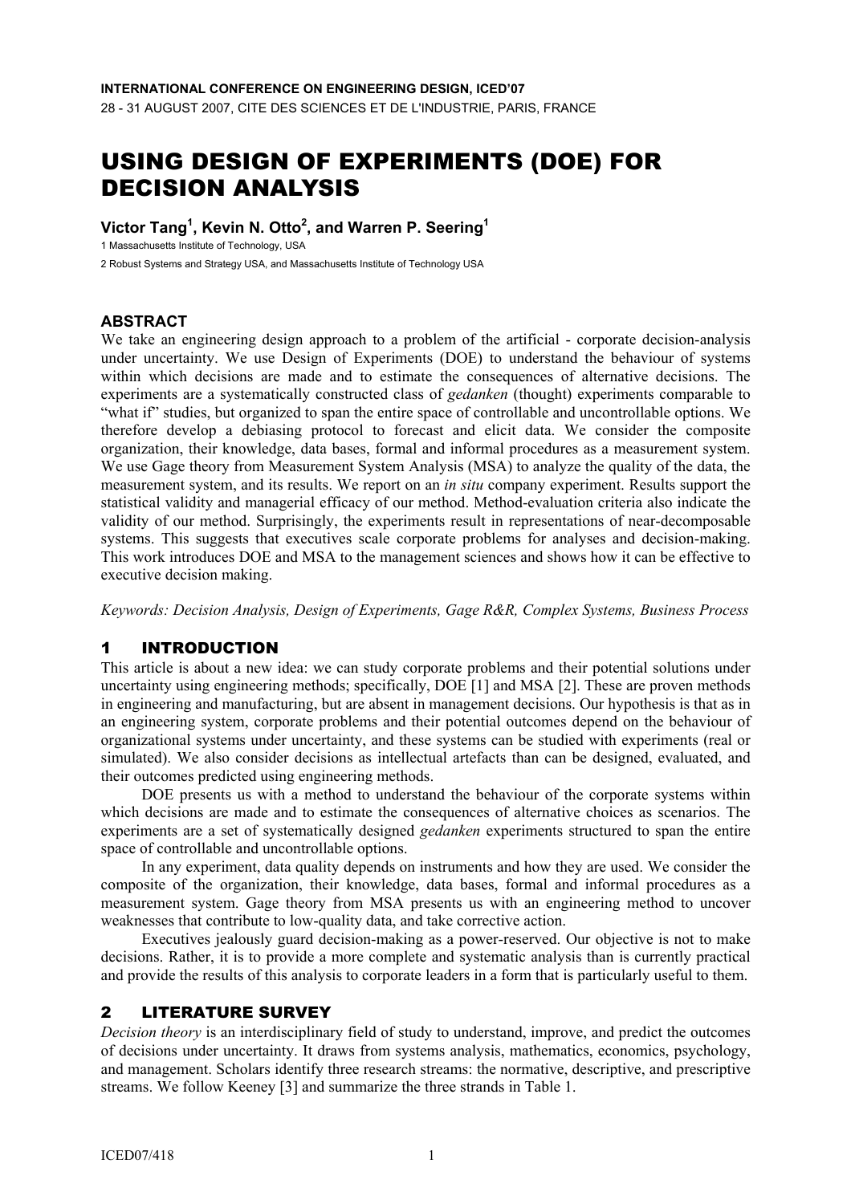INTERNATIONAL CONFERENCE ON ENGINEERING DESIGN, ICED'07

28 - 31 AUGUST 2007, CITE DES SCIENCES ET DE L'INDUSTRIE, PARIS, FRANCE

# USING DESIGN OF EXPERIMENTS (DOE) FOR DECISION ANALYSIS

**Victor Tang[1], Kevin N. Otto[2], and Warren P. Seering[1]**

1 Massachusetts Institute of Technology, USA

2 Robust Systems and Strategy USA, and Massachusetts Institute of Technology USA

## ABSTRACT

We take an engineering design approach to a problem of the artificial - corporate decision-analysis under uncertainty. We use Design of Experiments (DOE) to understand the behaviour of systems within which decisions are made and to estimate the consequences of alternative decisions. The experiments are a systematically constructed class of *gedanken* (thought) experiments comparable to "what if" studies, but organized to span the entire space of controllable and uncontrollable options. We therefore develop a debiasing protocol to forecast and elicit data. We consider the composite organization, their knowledge, data bases, formal and informal procedures as a measurement system. We use Gage theory from Measurement System Analysis (MSA) to analyze the quality of the data, the measurement system, and its results. We report on an *in situ* company experiment. Results support the statistical validity and managerial efficacy of our method. Method-evaluation criteria also indicate the validity of our method. Surprisingly, the experiments result in representations of near-decomposable systems. This suggests that executives scale corporate problems for analyses and decision-making. This work introduces DOE and MSA to the management sciences and shows how it can be effective to executive decision making.

*Keywords: Decision Analysis, Design of Experiments, Gage R&R, Complex Systems, Business Process*

## 1 INTRODUCTION

This article is about a new idea: we can study corporate problems and their potential solutions under uncertainty using engineering methods; specifically, DOE [1] and MSA [2]. These are proven methods in engineering and manufacturing, but are absent in management decisions. Our hypothesis is that as in an engineering system, corporate problems and their potential outcomes depend on the behaviour of organizational systems under uncertainty, and these systems can be studied with experiments (real or simulated). We also consider decisions as intellectual artefacts than can be designed, evaluated, and their outcomes predicted using engineering methods.

DOE presents us with a method to understand the behaviour of the corporate systems within which decisions are made and to estimate the consequences of alternative choices as scenarios. The experiments are a set of systematically designed *gedanken* experiments structured to span the entire space of controllable and uncontrollable options.

In any experiment, data quality depends on instruments and how they are used. We consider the composite of the organization, their knowledge, data bases, formal and informal procedures as a measurement system. Gage theory from MSA presents us with an engineering method to uncover weaknesses that contribute to low-quality data, and take corrective action.

Executives jealously guard decision-making as a power-reserved. Our objective is not to make decisions. Rather, it is to provide a more complete and systematic analysis than is currently practical and provide the results of this analysis to corporate leaders in a form that is particularly useful to them.

## 2 LITERATURE SURVEY

*Decision theory* is an interdisciplinary field of study to understand, improve, and predict the outcomes of decisions under uncertainty. It draws from systems analysis, mathematics, economics, psychology, and management. Scholars identify three research streams: the normative, descriptive, and prescriptive streams. We follow Keeney [3] and summarize the three strands in Table 1.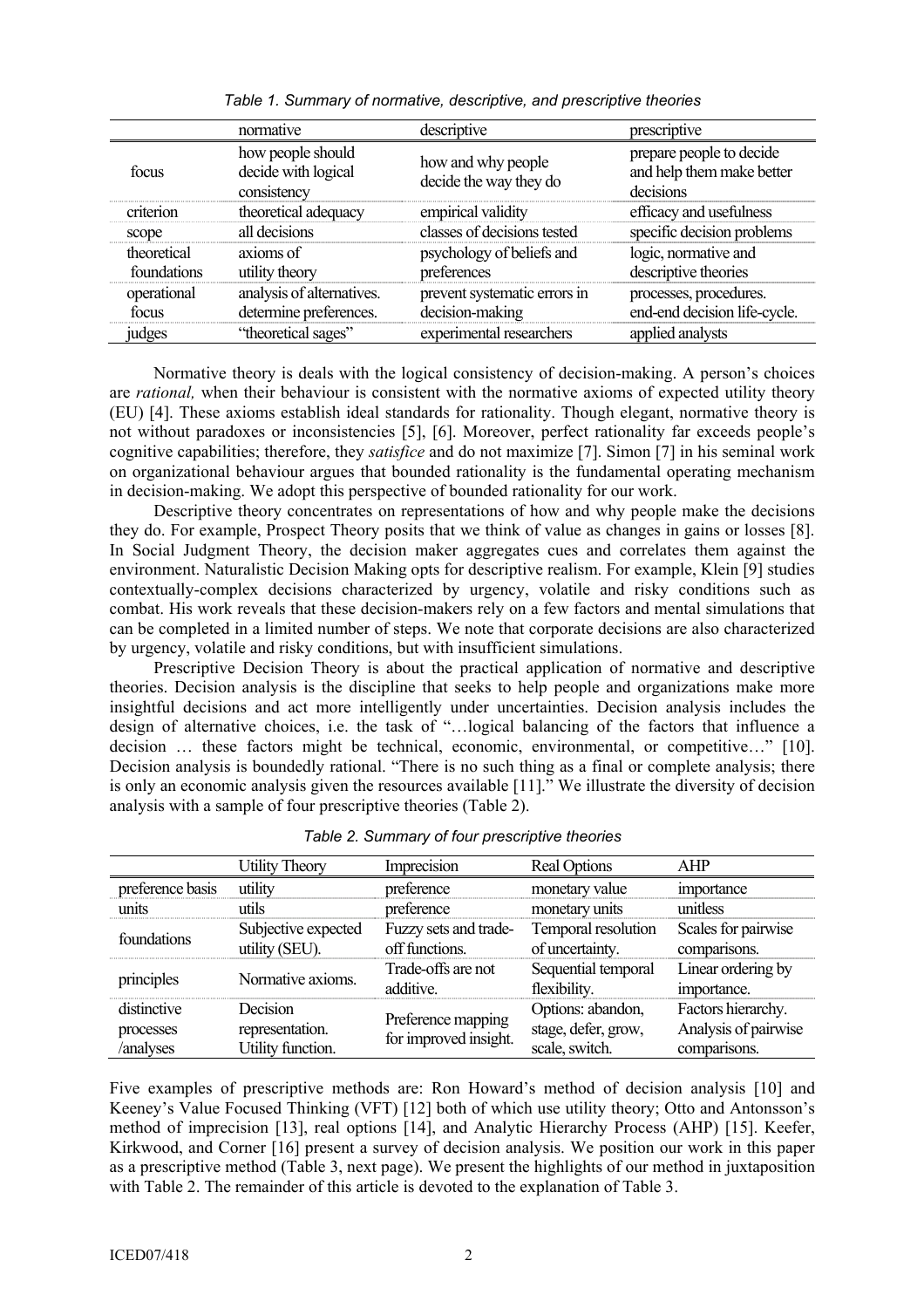*Table 1. Summary of normative, descriptive, and prescriptive theories*

| | normative | descriptive | prescriptive |
|---|---|---|---|
| focus | how people should decide with logical consistency | how and why people decide the way they do | prepare people to decide and help them make better decisions |
| criterion | theoretical adequacy | empirical validity | efficacy and usefulness |
| scope | all decisions | classes of decisions tested | specific decision problems |
| theoretical foundations | axioms of utility theory | psychology of beliefs and preferences | logic, normative and descriptive theories |
| operational focus | analysis of alternatives. determine preferences. | prevent systematic errors in decision-making | processes, procedures. end-end decision life-cycle. |
| judges | "theoretical sages" | experimental researchers | applied analysts |

Normative theory is deals with the logical consistency of decision-making. A person's choices are *rational,* when their behaviour is consistent with the normative axioms of expected utility theory (EU) [4]. These axioms establish ideal standards for rationality. Though elegant, normative theory is not without paradoxes or inconsistencies [5], [6]. Moreover, perfect rationality far exceeds people's cognitive capabilities; therefore, they *satisfice* and do not maximize [7]. Simon [7] in his seminal work on organizational behaviour argues that bounded rationality is the fundamental operating mechanism in decision-making. We adopt this perspective of bounded rationality for our work.

Descriptive theory concentrates on representations of how and why people make the decisions they do. For example, Prospect Theory posits that we think of value as changes in gains or losses [8]. In Social Judgment Theory, the decision maker aggregates cues and correlates them against the environment. Naturalistic Decision Making opts for descriptive realism. For example, Klein [9] studies contextually-complex decisions characterized by urgency, volatile and risky conditions such as combat. His work reveals that these decision-makers rely on a few factors and mental simulations that can be completed in a limited number of steps. We note that corporate decisions are also characterized by urgency, volatile and risky conditions, but with insufficient simulations.

Prescriptive Decision Theory is about the practical application of normative and descriptive theories. Decision analysis is the discipline that seeks to help people and organizations make more insightful decisions and act more intelligently under uncertainties. Decision analysis includes the design of alternative choices, i.e. the task of "…logical balancing of the factors that influence a decision … these factors might be technical, economic, environmental, or competitive…" [10]. Decision analysis is boundedly rational. "There is no such thing as a final or complete analysis; there is only an economic analysis given the resources available [11]." We illustrate the diversity of decision analysis with a sample of four prescriptive theories (Table 2).

*Table 2. Summary of four prescriptive theories*

| | Utility Theory | Imprecision | Real Options | AHP |
|---|---|---|---|---|
| preference basis | utility | preference | monetary value | importance |
| units | utils | preference | monetary units | unitless |
| foundations | Subjective expected utility (SEU). | Fuzzy sets and trade-off functions. | Temporal resolution of uncertainty. | Scales for pairwise comparisons. |
| principles | Normative axioms. | Trade-offs are not additive. | Sequential temporal flexibility. | Linear ordering by importance. |
| distinctive processes /analyses | Decision representation. Utility function. | Preference mapping for improved insight. | Options: abandon, stage, defer, grow, scale, switch. | Factors hierarchy. Analysis of pairwise comparisons. |

Five examples of prescriptive methods are: Ron Howard's method of decision analysis [10] and Keeney's Value Focused Thinking (VFT) [12] both of which use utility theory; Otto and Antonsson's method of imprecision [13], real options [14], and Analytic Hierarchy Process (AHP) [15]. Keefer, Kirkwood, and Corner [16] present a survey of decision analysis. We position our work in this paper as a prescriptive method (Table 3, next page). We present the highlights of our method in juxtaposition with Table 2. The remainder of this article is devoted to the explanation of Table 3.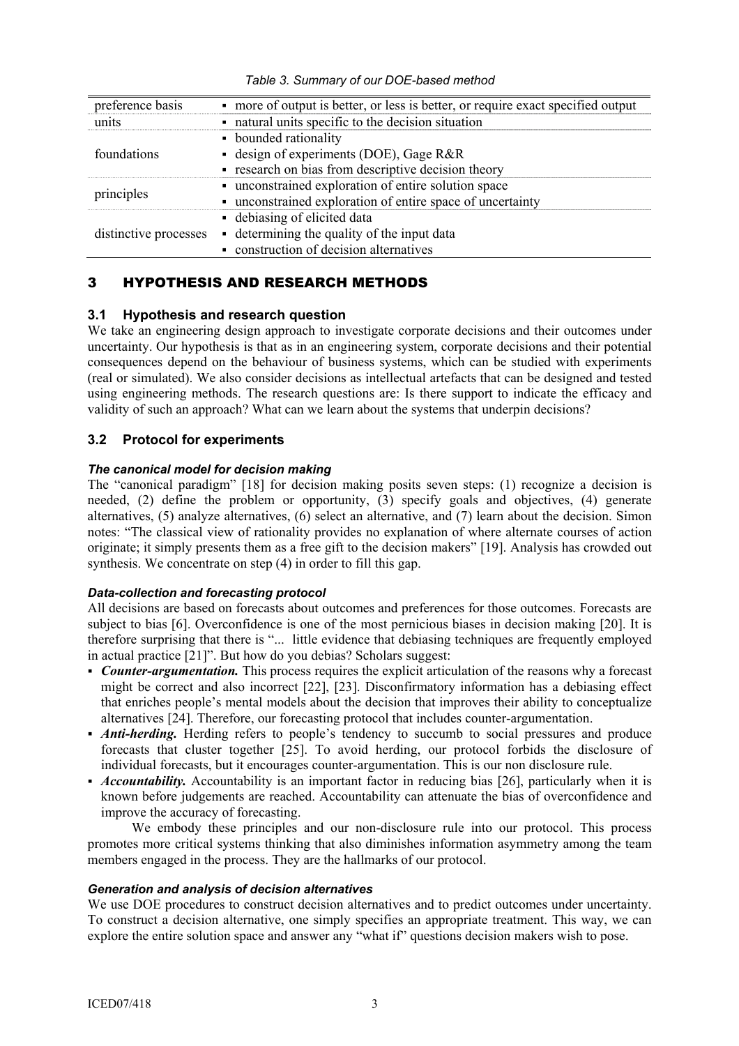*Table 3. Summary of our DOE-based method*

| | |
|---|---|
| preference basis | ▪ more of output is better, or less is better, or require exact specified output |
| units | ▪ natural units specific to the decision situation |
| foundations | ▪ bounded rationality<br>▪ design of experiments (DOE), Gage R&R<br>▪ research on bias from descriptive decision theory |
| principles | ▪ unconstrained exploration of entire solution space<br>▪ unconstrained exploration of entire space of uncertainty |
| distinctive processes | ▪ debiasing of elicited data<br>▪ determining the quality of the input data<br>▪ construction of decision alternatives |

# 3 HYPOTHESIS AND RESEARCH METHODS

## 3.1 Hypothesis and research question

We take an engineering design approach to investigate corporate decisions and their outcomes under uncertainty. Our hypothesis is that as in an engineering system, corporate decisions and their potential consequences depend on the behaviour of business systems, which can be studied with experiments (real or simulated). We also consider decisions as intellectual artefacts that can be designed and tested using engineering methods. The research questions are: Is there support to indicate the efficacy and validity of such an approach? What can we learn about the systems that underpin decisions?

## 3.2 Protocol for experiments

### *The canonical model for decision making*

The "canonical paradigm" [18] for decision making posits seven steps: (1) recognize a decision is needed, (2) define the problem or opportunity, (3) specify goals and objectives, (4) generate alternatives, (5) analyze alternatives, (6) select an alternative, and (7) learn about the decision. Simon notes: "The classical view of rationality provides no explanation of where alternate courses of action originate; it simply presents them as a free gift to the decision makers" [19]. Analysis has crowded out synthesis. We concentrate on step (4) in order to fill this gap.

### *Data-collection and forecasting protocol*

All decisions are based on forecasts about outcomes and preferences for those outcomes. Forecasts are subject to bias [6]. Overconfidence is one of the most pernicious biases in decision making [20]. It is therefore surprising that there is "... little evidence that debiasing techniques are frequently employed in actual practice [21]". But how do you debias? Scholars suggest:

- ***Counter-argumentation.*** This process requires the explicit articulation of the reasons why a forecast might be correct and also incorrect [22], [23]. Disconfirmatory information has a debiasing effect that enriches people's mental models about the decision that improves their ability to conceptualize alternatives [24]. Therefore, our forecasting protocol that includes counter-argumentation.
- ***Anti-herding.*** Herding refers to people's tendency to succumb to social pressures and produce forecasts that cluster together [25]. To avoid herding, our protocol forbids the disclosure of individual forecasts, but it encourages counter-argumentation. This is our non disclosure rule.
- ***Accountability.*** Accountability is an important factor in reducing bias [26], particularly when it is known before judgements are reached. Accountability can attenuate the bias of overconfidence and improve the accuracy of forecasting.

We embody these principles and our non-disclosure rule into our protocol. This process promotes more critical systems thinking that also diminishes information asymmetry among the team members engaged in the process. They are the hallmarks of our protocol.

### *Generation and analysis of decision alternatives*

We use DOE procedures to construct decision alternatives and to predict outcomes under uncertainty. To construct a decision alternative, one simply specifies an appropriate treatment. This way, we can explore the entire solution space and answer any "what if" questions decision makers wish to pose.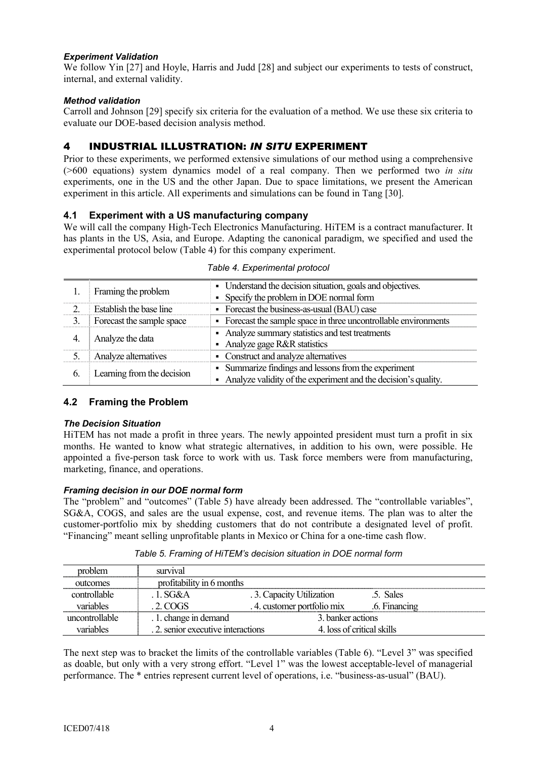### *Experiment Validation*

We follow Yin [27] and Hoyle, Harris and Judd [28] and subject our experiments to tests of construct, internal, and external validity.

### *Method validation*

Carroll and Johnson [29] specify six criteria for the evaluation of a method. We use these six criteria to evaluate our DOE-based decision analysis method.

# 4 INDUSTRIAL ILLUSTRATION: *IN SITU* EXPERIMENT

Prior to these experiments, we performed extensive simulations of our method using a comprehensive (>600 equations) system dynamics model of a real company. Then we performed two *in situ* experiments, one in the US and the other Japan. Due to space limitations, we present the American experiment in this article. All experiments and simulations can be found in Tang [30].

## 4.1 Experiment with a US manufacturing company

We will call the company High-Tech Electronics Manufacturing. HiTEM is a contract manufacturer. It has plants in the US, Asia, and Europe. Adapting the canonical paradigm, we specified and used the experimental protocol below (Table 4) for this company experiment.

*Table 4. Experimental protocol*

| | | |
|---|---|---|
| 1. | Framing the problem | ▪ Understand the decision situation, goals and objectives.<br>▪ Specify the problem in DOE normal form |
| 2. | Establish the base line | ▪ Forecast the business-as-usual (BAU) case |
| 3. | Forecast the sample space | ▪ Forecast the sample space in three uncontrollable environments |
| 4. | Analyze the data | ▪ Analyze summary statistics and test treatments<br>▪ Analyze gage R&R statistics |
| 5. | Analyze alternatives | ▪ Construct and analyze alternatives |
| 6. | Learning from the decision | ▪ Summarize findings and lessons from the experiment<br>▪ Analyze validity of the experiment and the decision's quality. |

## 4.2 Framing the Problem

### *The Decision Situation*

HiTEM has not made a profit in three years. The newly appointed president must turn a profit in six months. He wanted to know what strategic alternatives, in addition to his own, were possible. He appointed a five-person task force to work with us. Task force members were from manufacturing, marketing, finance, and operations.

### *Framing decision in our DOE normal form*

The "problem" and "outcomes" (Table 5) have already been addressed. The "controllable variables", SG&A, COGS, and sales are the usual expense, cost, and revenue items. The plan was to alter the customer-portfolio mix by shedding customers that do not contribute a designated level of profit. "Financing" meant selling unprofitable plants in Mexico or China for a one-time cash flow.

*Table 5. Framing of HiTEM's decision situation in DOE normal form*

| | | | |
|---|---|---|---|
| problem | survival | | |
| outcomes | profitability in 6 months | | |
| controllable variables | . 1. SG&A<br>. 2. COGS | . 3. Capacity Utilization<br>. 4. customer portfolio mix | .5. Sales<br>.6. Financing |
| uncontrollable variables | . 1. change in demand<br>. 2. senior executive interactions | 3. banker actions<br>4. loss of critical skills | |

The next step was to bracket the limits of the controllable variables (Table 6). "Level 3" was specified as doable, but only with a very strong effort. "Level 1" was the lowest acceptable-level of managerial performance. The * entries represent current level of operations, i.e. "business-as-usual" (BAU).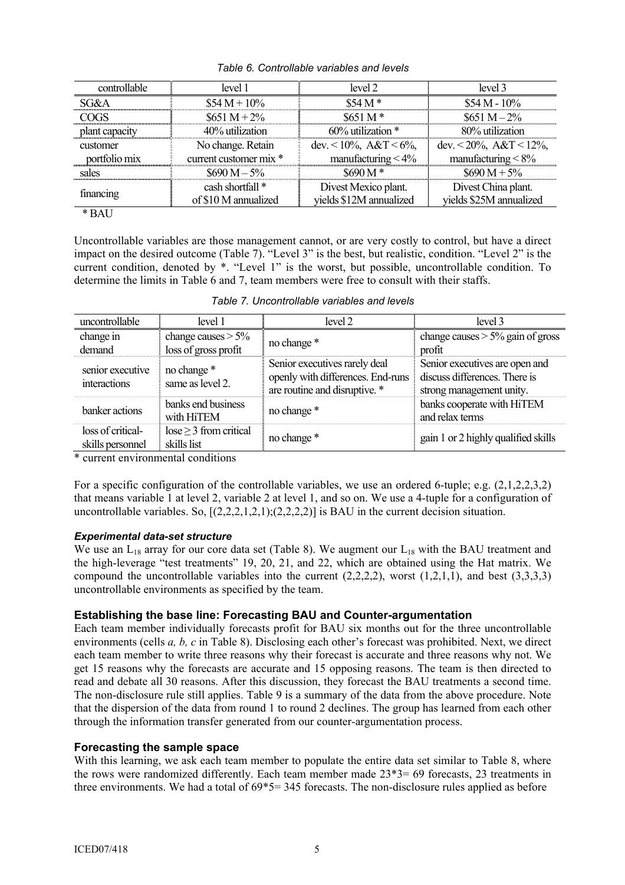*Table 6. Controllable variables and levels*

| controllable | level 1 | level 2 | level 3 |
|---|---|---|---|
| SG&A | \$54 M + 10% | \$54 M * | \$54 M - 10% |
| COGS | \$651 M + 2% | \$651 M * | \$651 M – 2% |
| plant capacity | 40% utilization | 60% utilization * | 80% utilization |
| customer portfolio mix | No change. Retain current customer mix * | dev. < 10%, A&T < 6%, manufacturing < 4% | dev. < 20%, A&T < 12%, manufacturing < 8% |
| sales | \$690 M – 5% | \$690 M * | \$690 M + 5% |
| financing | cash shortfall * of \$10 M annualized | Divest Mexico plant. yields \$12M annualized | Divest China plant. yields \$25M annualized |

\* BAU

Uncontrollable variables are those management cannot, or are very costly to control, but have a direct impact on the desired outcome (Table 7). "Level 3" is the best, but realistic, condition. "Level 2" is the current condition, denoted by *. "Level 1" is the worst, but possible, uncontrollable condition. To determine the limits in Table 6 and 7, team members were free to consult with their staffs.

*Table 7. Uncontrollable variables and levels*

| uncontrollable | level 1 | level 2 | level 3 |
|---|---|---|---|
| change in demand | change causes > 5% loss of gross profit | no change * | change causes > 5% gain of gross profit |
| senior executive interactions | no change * same as level 2. | Senior executives rarely deal openly with differences. End-runs are routine and disruptive. * | Senior executives are open and discuss differences. There is strong management unity. |
| banker actions | banks end business with HiTEM | no change * | banks cooperate with HiTEM and relax terms |
| loss of critical-skills personnel | lose ≥ 3 from critical skills list | no change * | gain 1 or 2 highly qualified skills |

\* current environmental conditions

For a specific configuration of the controllable variables, we use an ordered 6-tuple; e.g. (2,1,2,2,3,2) that means variable 1 at level 2, variable 2 at level 1, and so on. We use a 4-tuple for a configuration of uncontrollable variables. So, [(2,2,2,1,2,1);(2,2,2,2)] is BAU in the current decision situation.

#### *Experimental data-set structure*

We use an $L_{18}$ array for our core data set (Table 8). We augment our $L_{18}$ with the BAU treatment and the high-leverage "test treatments" 19, 20, 21, and 22, which are obtained using the Hat matrix. We compound the uncontrollable variables into the current (2,2,2,2), worst (1,2,1,1), and best (3,3,3,3) uncontrollable environments as specified by the team.

### Establishing the base line: Forecasting BAU and Counter-argumentation

Each team member individually forecasts profit for BAU six months out for the three uncontrollable environments (cells *a, b, c* in Table 8). Disclosing each other's forecast was prohibited. Next, we direct each team member to write three reasons why their forecast is accurate and three reasons why not. We get 15 reasons why the forecasts are accurate and 15 opposing reasons. The team is then directed to read and debate all 30 reasons. After this discussion, they forecast the BAU treatments a second time. The non-disclosure rule still applies. Table 9 is a summary of the data from the above procedure. Note that the dispersion of the data from round 1 to round 2 declines. The group has learned from each other through the information transfer generated from our counter-argumentation process.

### Forecasting the sample space

With this learning, we ask each team member to populate the entire data set similar to Table 8, where the rows were randomized differently. Each team member made 23*3= 69 forecasts, 23 treatments in three environments. We had a total of 69*5= 345 forecasts. The non-disclosure rules applied as before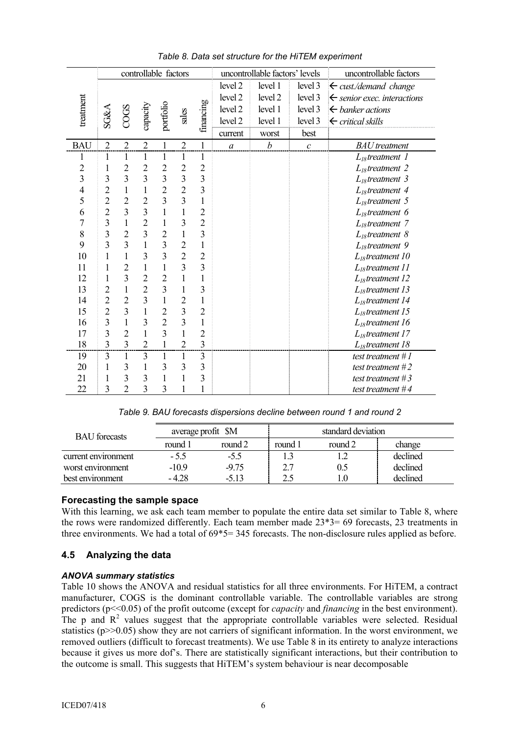*Table 8. Data set structure for the HiTEM experiment*

| treatment | controllable factors | | | | | | uncontrollable factors' levels | | | uncontrollable factors |
|---|---|---|---|---|---|---|---|---|---|---|
| | SG&A | COGS | capacity | portfolio | sales | financing | level 2 | level 1 | level 3 | ← *cust./demand change* |
| | | | | | | | level 2 | level 2 | level 3 | ← *senior exec. interactions* |
| | | | | | | | level 2 | level 1 | level 3 | ← *banker actions* |
| | | | | | | | level 2 | level 1 | level 3 | ← *critical skills* |
| | | | | | | | current | worst | best | |
| BAU | 2 | 2 | 2 | 1 | 2 | 1 | *a* | *b* | *c* | *BAU treatment* |
| 1 | 1 | 1 | 1 | 1 | 1 | 1 | | | | $L_{18}$ *treatment 1* |
| 2 | 1 | 2 | 2 | 2 | 2 | 2 | | | | $L_{18}$ *treatment 2* |
| 3 | 3 | 3 | 3 | 3 | 3 | 3 | | | | $L_{18}$ *treatment 3* |
| 4 | 2 | 1 | 1 | 2 | 2 | 3 | | | | $L_{18}$ *treatment 4* |
| 5 | 2 | 2 | 2 | 3 | 3 | 1 | | | | $L_{18}$ *treatment 5* |
| 6 | 2 | 3 | 3 | 1 | 1 | 2 | | | | $L_{18}$ *treatment 6* |
| 7 | 3 | 1 | 2 | 1 | 3 | 2 | | | | $L_{18}$ *treatment 7* |
| 8 | 3 | 2 | 3 | 2 | 1 | 3 | | | | $L_{18}$ *treatment 8* |
| 9 | 3 | 3 | 1 | 3 | 2 | 1 | | | | $L_{18}$ *treatment 9* |
| 10 | 1 | 1 | 3 | 3 | 2 | 2 | | | | $L_{18}$ *treatment 10* |
| 11 | 1 | 2 | 1 | 1 | 3 | 3 | | | | $L_{18}$ *treatment 11* |
| 12 | 1 | 3 | 2 | 2 | 1 | 1 | | | | $L_{18}$ *treatment 12* |
| 13 | 2 | 1 | 2 | 3 | 1 | 3 | | | | $L_{18}$ *treatment 13* |
| 14 | 2 | 2 | 3 | 1 | 2 | 1 | | | | $L_{18}$ *treatment 14* |
| 15 | 2 | 3 | 1 | 2 | 3 | 2 | | | | $L_{18}$ *treatment 15* |
| 16 | 3 | 1 | 3 | 2 | 3 | 1 | | | | $L_{18}$ *treatment 16* |
| 17 | 3 | 2 | 1 | 3 | 1 | 2 | | | | $L_{18}$ *treatment 17* |
| 18 | 3 | 3 | 2 | 1 | 2 | 3 | | | | $L_{18}$ *treatment 18* |
| 19 | 3 | 1 | 3 | 1 | 1 | 3 | | | | *test treatment #1* |
| 20 | 1 | 3 | 1 | 3 | 3 | 3 | | | | *test treatment #2* |
| 21 | 1 | 3 | 3 | 1 | 1 | 3 | | | | *test treatment #3* |
| 22 | 3 | 2 | 3 | 3 | 1 | 1 | | | | *test treatment #4* |

*Table 9. BAU forecasts dispersions decline between round 1 and round 2*

| BAU forecasts | average profit $M | | standard deviation | | |
|---|---|---|---|---|---|
| | round 1 | round 2 | round 1 | round 2 | change |
| current environment | - 5.5 | -5.5 | 1.3 | 1.2 | declined |
| worst environment | -10.9 | -9.75 | 2.7 | 0.5 | declined |
| best environment | - 4.28 | -5.13 | 2.5 | 1.0 | declined |

### Forecasting the sample space

With this learning, we ask each team member to populate the entire data set similar to Table 8, where the rows were randomized differently. Each team member made 23*3= 69 forecasts, 23 treatments in three environments. We had a total of 69*5= 345 forecasts. The non-disclosure rules applied as before.

## 4.5 Analyzing the data

#### *ANOVA summary statistics*

Table 10 shows the ANOVA and residual statistics for all three environments. For HiTEM, a contract manufacturer, COGS is the dominant controllable variable. The controllable variables are strong predictors ($p \ll 0.05$) of the profit outcome (except for *capacity* and *financing* in the best environment). The p and $R^2$ values suggest that the appropriate controllable variables were selected. Residual statistics ($p \gg 0.05$) show they are not carriers of significant information. In the worst environment, we removed outliers (difficult to forecast treatments). We use Table 8 in its entirety to analyze interactions because it gives us more dof's. There are statistically significant interactions, but their contribution to the outcome is small. This suggests that HiTEM's system behaviour is near decomposable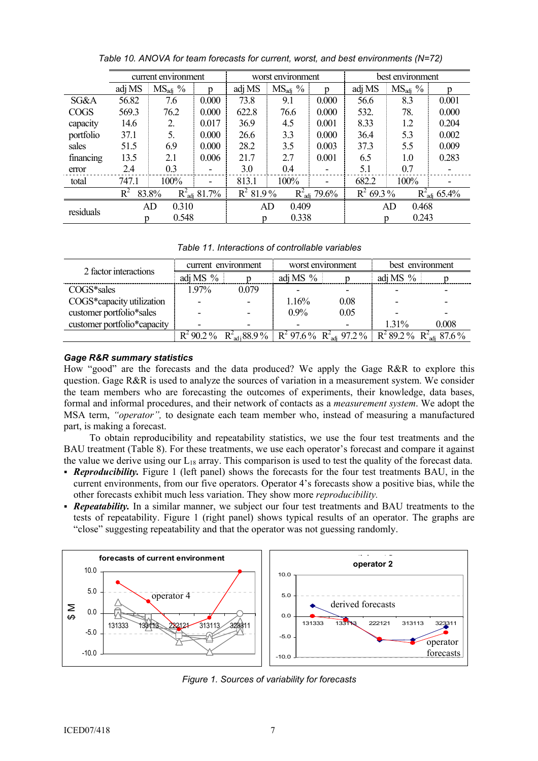*Table 10. ANOVA for team forecasts for current, worst, and best environments (N=72)*

| | current environment | | | worst environment | | | best environment | | |
|---|---|---|---|---|---|---|---|---|---|
| | adj MS | $MS_{adj}$ % | p | adj MS | $MS_{adj}$ % | p | adj MS | $MS_{adj}$ % | p |
| SG&A | 56.82 | 7.6 | 0.000 | 73.8 | 9.1 | 0.000 | 56.6 | 8.3 | 0.001 |
| COGS | 569.3 | 76.2 | 0.000 | 622.8 | 76.6 | 0.000 | 532. | 78. | 0.000 |
| capacity | 14.6 | 2. | 0.017 | 36.9 | 4.5 | 0.001 | 8.33 | 1.2 | 0.204 |
| portfolio | 37.1 | 5. | 0.000 | 26.6 | 3.3 | 0.000 | 36.4 | 5.3 | 0.002 |
| sales | 51.5 | 6.9 | 0.000 | 28.2 | 3.5 | 0.003 | 37.3 | 5.5 | 0.009 |
| financing | 13.5 | 2.1 | 0.006 | 21.7 | 2.7 | 0.001 | 6.5 | 1.0 | 0.283 |
| error | 2.4 | 0.3 | - | 3.0 | 0.4 | - | 5.1 | 0.7 | - |
| total | 747.1 | 100% | - | 813.1 | 100% | - | 682.2 | 100% | - |
| | $R^2$ 83.8% | $R^2_{adj}$ 81.7% | | $R^2$ 81.9 % | $R^2_{adj}$ 79.6% | | $R^2$ 69.3 % | $R^2_{adj}$ 65.4% | |
| residuals | AD | 0.310 | | AD | 0.409 | | AD | 0.468 | |
| | p | 0.548 | | p | 0.338 | | p | 0.243 | |

*Table 11. Interactions of controllable variables*

| 2 factor interactions | current environment | | worst environment | | best environment | |
|---|---|---|---|---|---|---|
| | adj MS % | p | adj MS % | p | adj MS % | p |
| COGS*sales | 1.97% | 0.079 | - | - | - | - |
| COGS*capacity utilization | - | - | 1.16% | 0.08 | - | - |
| customer portfolio*sales | - | - | 0.9% | 0.05 | - | - |
| customer portfolio*capacity | - | - | - | - | 1.31% | 0.008 |
| | $R^2$ 90.2 % | $R^2_{adj}$ 88.9 % | $R^2$ 97.6 % | $R^2_{adj}$ 97.2 % | $R^2$ 89.2 % | $R^2_{adj}$ 87.6 % |

### Gage R&R summary statistics

How "good" are the forecasts and the data produced? We apply the Gage R&R to explore this question. Gage R&R is used to analyze the sources of variation in a measurement system. We consider the team members who are forecasting the outcomes of experiments, their knowledge, data bases, formal and informal procedures, and their network of contacts as a *measurement system*. We adopt the MSA term, *"operator"*, to designate each team member who, instead of measuring a manufactured part, is making a forecast.

To obtain reproducibility and repeatability statistics, we use the four test treatments and the BAU treatment (Table 8). For these treatments, we use each operator's forecast and compare it against the value we derive using our $L_{18}$ array. This comparison is used to test the quality of the forecast data.

- ***Reproducibility.*** Figure 1 (left panel) shows the forecasts for the four test treatments BAU, in the current environments, from our five operators. Operator 4's forecasts show a positive bias, while the other forecasts exhibit much less variation. They show more *reproducibility.*
- ***Repeatability.*** In a similar manner, we subject our four test treatments and BAU treatments to the tests of repeatability. Figure 1 (right panel) shows typical results of an operator. The graphs are "close" suggesting repeatability and that the operator was not guessing randomly.

*Figure 1. Sources of variability for forecasts*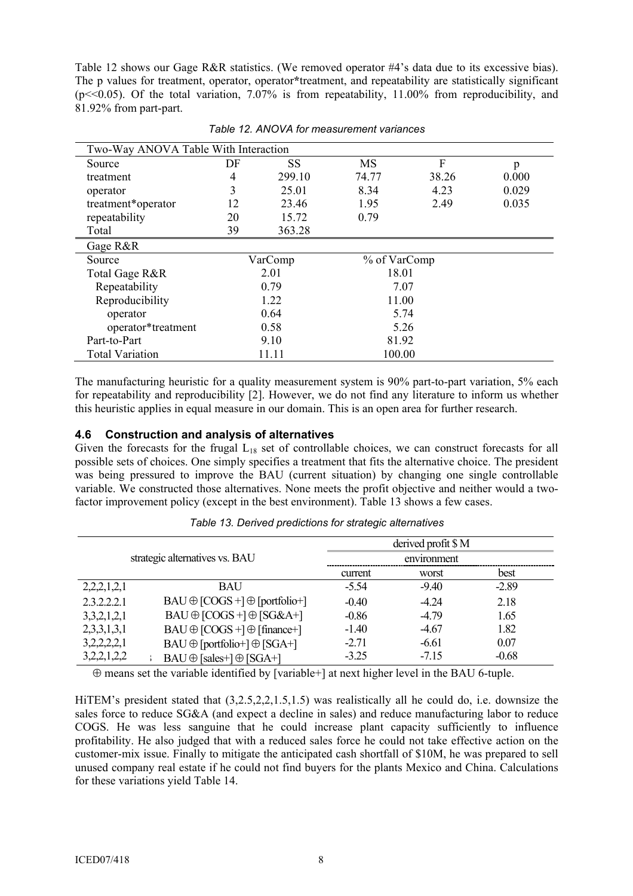Table 12 shows our Gage R&R statistics. (We removed operator #4's data due to its excessive bias). The p values for treatment, operator, operator*treatment, and repeatability are statistically significant ($p<<0.05$). Of the total variation, 7.07% is from repeatability, 11.00% from reproducibility, and 81.92% from part-part.

*Table 12. ANOVA for measurement variances*

| Two-Way ANOVA Table With Interaction | | | | | |
|---|---|---|---|---|---|
| Source | DF | SS | MS | F | p |
| treatment | 4 | 299.10 | 74.77 | 38.26 | 0.000 |
| operator | 3 | 25.01 | 8.34 | 4.23 | 0.029 |
| treatment*operator | 12 | 23.46 | 1.95 | 2.49 | 0.035 |
| repeatability | 20 | 15.72 | 0.79 | | |
| Total | 39 | 363.28 | | | |

| Gage R&R | | |
|---|---|---|
| Source | VarComp | % of VarComp |
| Total Gage R&R | 2.01 | 18.01 |
| Repeatability | 0.79 | 7.07 |
| Reproducibility | 1.22 | 11.00 |
| operator | 0.64 | 5.74 |
| operator*treatment | 0.58 | 5.26 |
| Part-to-Part | 9.10 | 81.92 |
| Total Variation | 11.11 | 100.00 |

The manufacturing heuristic for a quality measurement system is 90% part-to-part variation, 5% each for repeatability and reproducibility [2]. However, we do not find any literature to inform us whether this heuristic applies in equal measure in our domain. This is an open area for further research.

### 4.6 Construction and analysis of alternatives

Given the forecasts for the frugal $L_{18}$ set of controllable choices, we can construct forecasts for all possible sets of choices. One simply specifies a treatment that fits the alternative choice. The president was being pressured to improve the BAU (current situation) by changing one single controllable variable. We constructed those alternatives. None meets the profit objective and neither would a two-factor improvement policy (except in the best environment). Table 13 shows a few cases.

*Table 13. Derived predictions for strategic alternatives*

| strategic alternatives vs. BAU | | derived profit \$ M | | |
|---|---|---|---|---|
| | | environment | | |
| | | current | worst | best |
| 2,2,2,1,2,1 | BAU | -5.54 | -9.40 | -2.89 |
| 2.3.2.2.2.1 | BAU ⊕ [COGS +] ⊕ [portfolio+] | -0.40 | -4.24 | 2.18 |
| 3,3,2,1,2,1 | BAU ⊕ [COGS +] ⊕ [SG&A+] | -0.86 | -4.79 | 1.65 |
| 2,3,3,1,3,1 | BAU ⊕ [COGS +] ⊕ [finance+] | -1.40 | -4.67 | 1.82 |
| 3,2,2,2,2,1 | BAU ⊕ [portfolio+] ⊕ [SGA+] | -2.71 | -6.61 | 0.07 |
| 3,2,2,1,2,2 | BAU ⊕ [sales+] ⊕ [SGA+] | -3.25 | -7.15 | -0.68 |

⊕ means set the variable identified by [variable+] at next higher level in the BAU 6-tuple.

HiTEM's president stated that (3,2.5,2,2,1.5,1.5) was realistically all he could do, i.e. downsize the sales force to reduce SG&A (and expect a decline in sales) and reduce manufacturing labor to reduce COGS. He was less sanguine that he could increase plant capacity sufficiently to influence profitability. He also judged that with a reduced sales force he could not take effective action on the customer-mix issue. Finally to mitigate the anticipated cash shortfall of \$10M, he was prepared to sell unused company real estate if he could not find buyers for the plants Mexico and China. Calculations for these variations yield Table 14.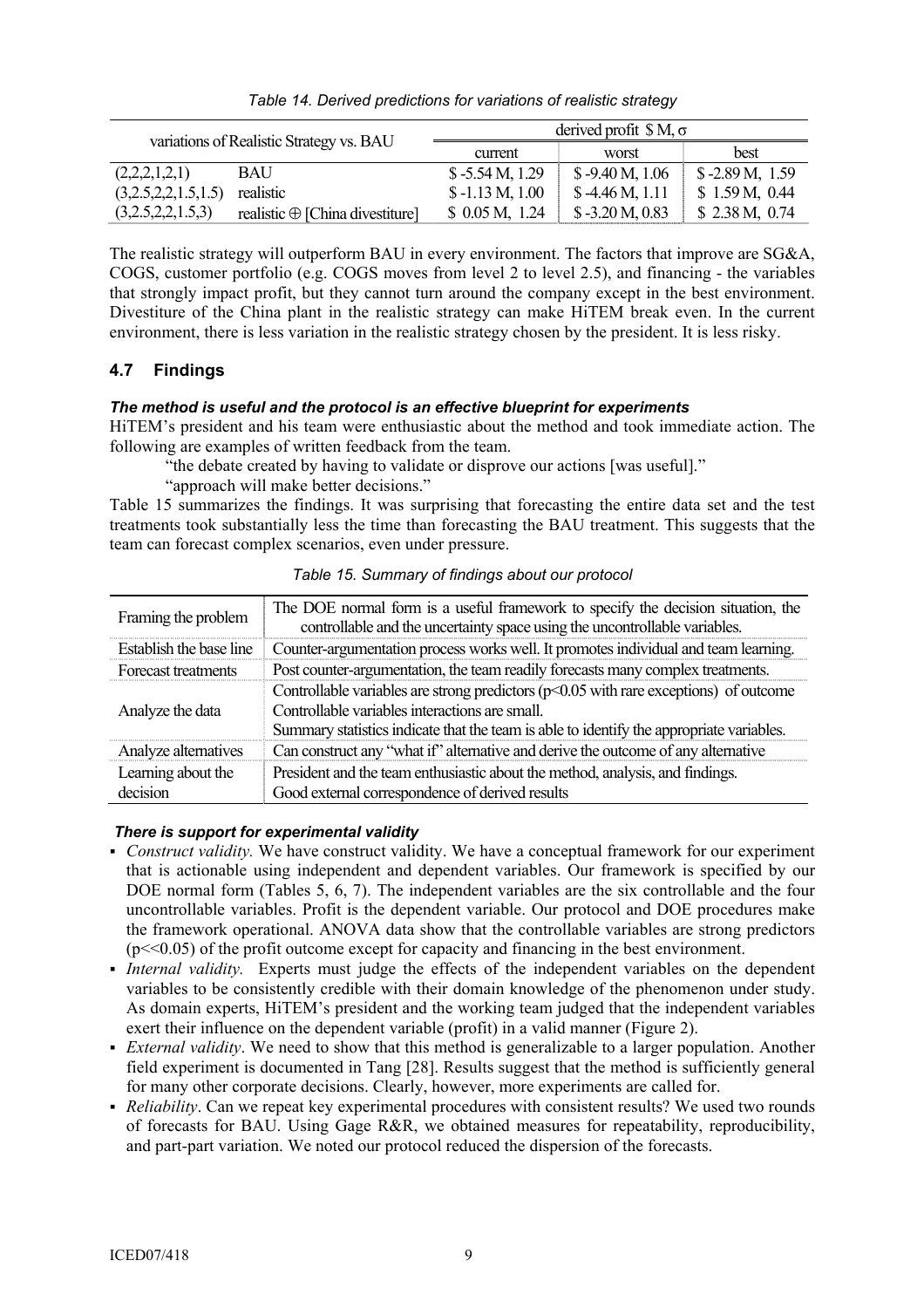*Table 14. Derived predictions for variations of realistic strategy*

| variations of Realistic Strategy vs. BAU | | derived profit \$ M, σ | | |
|---|---|---|---|---|
| | | current | worst | best |
| (2,2,2,1,2,1) | BAU | \$ -5.54 M, 1.29 | \$ -9.40 M, 1.06 | \$ -2.89 M, 1.59 |
| (3,2.5,2,2,1.5,1.5) | realistic | \$ -1.13 M, 1.00 | \$ -4.46 M, 1.11 | \$ 1.59 M, 0.44 |
| (3,2.5,2,2,1.5,3) | realistic ⊕ [China divestiture] | \$ 0.05 M, 1.24 | \$ -3.20 M, 0.83 | \$ 2.38 M, 0.74 |

The realistic strategy will outperform BAU in every environment. The factors that improve are SG&A, COGS, customer portfolio (e.g. COGS moves from level 2 to level 2.5), and financing - the variables that strongly impact profit, but they cannot turn around the company except in the best environment. Divestiture of the China plant in the realistic strategy can make HiTEM break even. In the current environment, there is less variation in the realistic strategy chosen by the president. It is less risky.

### 4.7 Findings

***The method is useful and the protocol is an effective blueprint for experiments***

HiTEM's president and his team were enthusiastic about the method and took immediate action. The following are examples of written feedback from the team.

"the debate created by having to validate or disprove our actions [was useful]."

"approach will make better decisions."

Table 15 summarizes the findings. It was surprising that forecasting the entire data set and the test treatments took substantially less the time than forecasting the BAU treatment. This suggests that the team can forecast complex scenarios, even under pressure.

*Table 15. Summary of findings about our protocol*

| | |
|---|---|
| Framing the problem | The DOE normal form is a useful framework to specify the decision situation, the controllable and the uncertainty space using the uncontrollable variables. |
| Establish the base line | Counter-argumentation process works well. It promotes individual and team learning. |
| Forecast treatments | Post counter-argumentation, the team readily forecasts many complex treatments. |
| Analyze the data | Controllable variables are strong predictors ($p<0.05$ with rare exceptions) of outcome<br>Controllable variables interactions are small.<br>Summary statistics indicate that the team is able to identify the appropriate variables. |
| Analyze alternatives | Can construct any "what if" alternative and derive the outcome of any alternative |
| Learning about the decision | President and the team enthusiastic about the method, analysis, and findings.<br>Good external correspondence of derived results |

***There is support for experimental validity***

- *Construct validity.* We have construct validity. We have a conceptual framework for our experiment that is actionable using independent and dependent variables. Our framework is specified by our DOE normal form (Tables 5, 6, 7). The independent variables are the six controllable and the four uncontrollable variables. Profit is the dependent variable. Our protocol and DOE procedures make the framework operational. ANOVA data show that the controllable variables are strong predictors ($p<<0.05$) of the profit outcome except for capacity and financing in the best environment.
- *Internal validity.* Experts must judge the effects of the independent variables on the dependent variables to be consistently credible with their domain knowledge of the phenomenon under study. As domain experts, HiTEM's president and the working team judged that the independent variables exert their influence on the dependent variable (profit) in a valid manner (Figure 2).
- *External validity*. We need to show that this method is generalizable to a larger population. Another field experiment is documented in Tang [28]. Results suggest that the method is sufficiently general for many other corporate decisions. Clearly, however, more experiments are called for.
- *Reliability*. Can we repeat key experimental procedures with consistent results? We used two rounds of forecasts for BAU. Using Gage R&R, we obtained measures for repeatability, reproducibility, and part-part variation. We noted our protocol reduced the dispersion of the forecasts.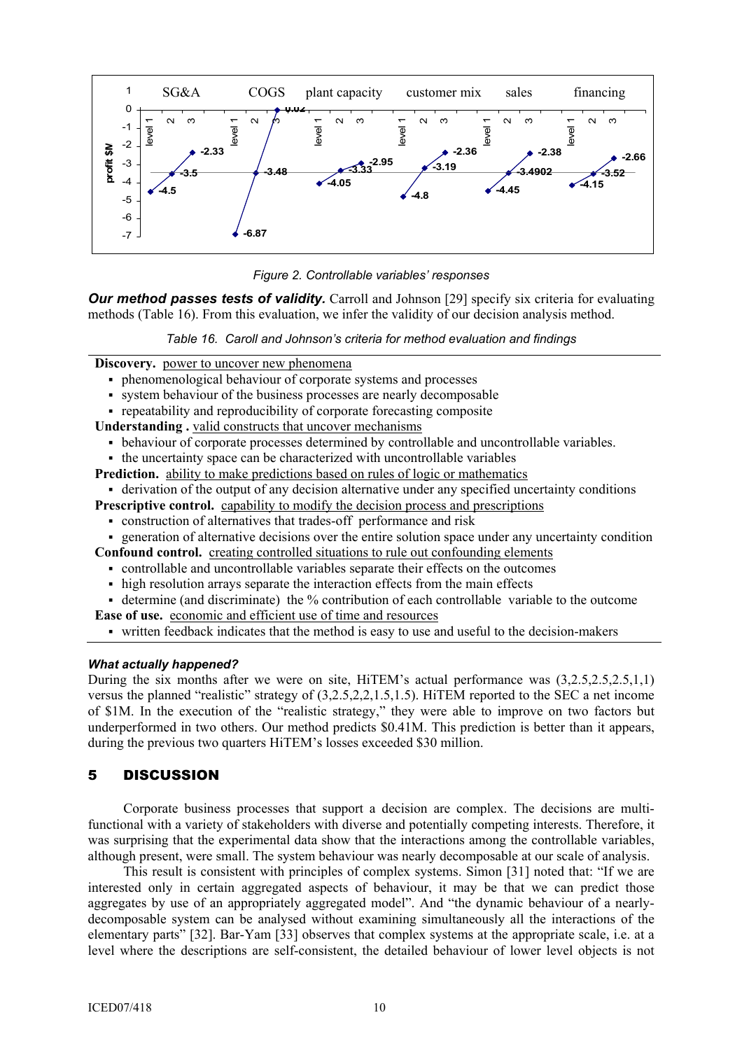Figure 2. Controllable variables' responses

***Our method passes tests of validity.*** Carroll and Johnson [29] specify six criteria for evaluating methods (Table 16). From this evaluation, we infer the validity of our decision analysis method.

*Table 16. Caroll and Johnson's criteria for method evaluation and findings*

**Discovery.** power to uncover new phenomena

- phenomenological behaviour of corporate systems and processes
- system behaviour of the business processes are nearly decomposable
- repeatability and reproducibility of corporate forecasting composite

**Understanding .** valid constructs that uncover mechanisms

- behaviour of corporate processes determined by controllable and uncontrollable variables.
- the uncertainty space can be characterized with uncontrollable variables

**Prediction.** ability to make predictions based on rules of logic or mathematics

- derivation of the output of any decision alternative under any specified uncertainty conditions

**Prescriptive control.** capability to modify the decision process and prescriptions

- construction of alternatives that trades-off performance and risk
- generation of alternative decisions over the entire solution space under any uncertainty condition

**Confound control.** creating controlled situations to rule out confounding elements

- controllable and uncontrollable variables separate their effects on the outcomes
- high resolution arrays separate the interaction effects from the main effects
- determine (and discriminate) the % contribution of each controllable variable to the outcome

**Ease of use.** economic and efficient use of time and resources

- written feedback indicates that the method is easy to use and useful to the decision-makers

***What actually happened?***

During the six months after we were on site, HiTEM's actual performance was (3,2.5,2.5,2.5,1,1) versus the planned "realistic" strategy of (3,2.5,2,2,1.5,1.5). HiTEM reported to the SEC a net income of \$1M. In the execution of the "realistic strategy," they were able to improve on two factors but underperformed in two others. Our method predicts \$0.41M. This prediction is better than it appears, during the previous two quarters HiTEM's losses exceeded \$30 million.

## 5 DISCUSSION

Corporate business processes that support a decision are complex. The decisions are multi-functional with a variety of stakeholders with diverse and potentially competing interests. Therefore, it was surprising that the experimental data show that the interactions among the controllable variables, although present, were small. The system behaviour was nearly decomposable at our scale of analysis.

This result is consistent with principles of complex systems. Simon [31] noted that: "If we are interested only in certain aggregated aspects of behaviour, it may be that we can predict those aggregates by use of an appropriately aggregated model". And "the dynamic behaviour of a nearly-decomposable system can be analysed without examining simultaneously all the interactions of the elementary parts" [32]. Bar-Yam [33] observes that complex systems at the appropriate scale, i.e. at a level where the descriptions are self-consistent, the detailed behaviour of lower level objects is not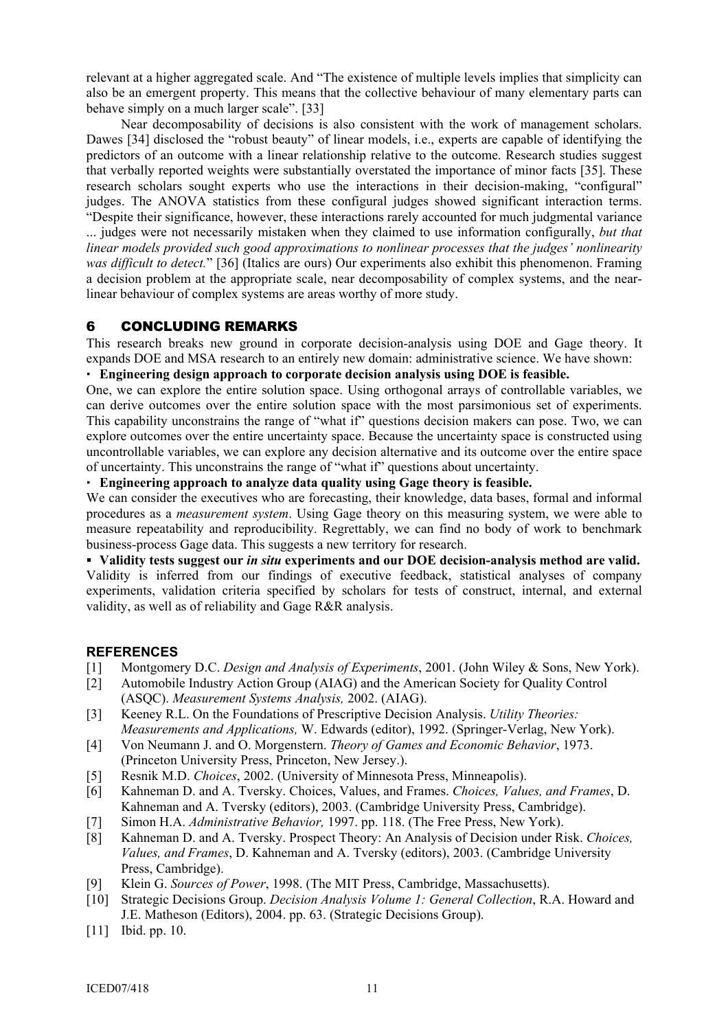relevant at a higher aggregated scale. And "The existence of multiple levels implies that simplicity can also be an emergent property. This means that the collective behaviour of many elementary parts can behave simply on a much larger scale". [33]

Near decomposability of decisions is also consistent with the work of management scholars. Dawes [34] disclosed the "robust beauty" of linear models, i.e., experts are capable of identifying the predictors of an outcome with a linear relationship relative to the outcome. Research studies suggest that verbally reported weights were substantially overstated the importance of minor facts [35]. These research scholars sought experts who use the interactions in their decision-making, "configural" judges. The ANOVA statistics from these configural judges showed significant interaction terms. "Despite their significance, however, these interactions rarely accounted for much judgmental variance ... judges were not necessarily mistaken when they claimed to use information configurally, *but that linear models provided such good approximations to nonlinear processes that the judges' nonlinearity was difficult to detect.*" [36] (Italics are ours) Our experiments also exhibit this phenomenon. Framing a decision problem at the appropriate scale, near decomposability of complex systems, and the near-linear behaviour of complex systems are areas worthy of more study.

## 6 CONCLUDING REMARKS

This research breaks new ground in corporate decision-analysis using DOE and Gage theory. It expands DOE and MSA research to an entirely new domain: administrative science. We have shown:

- **Engineering design approach to corporate decision analysis using DOE is feasible.**

One, we can explore the entire solution space. Using orthogonal arrays of controllable variables, we can derive outcomes over the entire solution space with the most parsimonious set of experiments. This capability unconstrains the range of "what if" questions decision makers can pose. Two, we can explore outcomes over the entire uncertainty space. Because the uncertainty space is constructed using uncontrollable variables, we can explore any decision alternative and its outcome over the entire space of uncertainty. This unconstrains the range of "what if" questions about uncertainty.

- **Engineering approach to analyze data quality using Gage theory is feasible.**

We can consider the executives who are forecasting, their knowledge, data bases, formal and informal procedures as a *measurement system*. Using Gage theory on this measuring system, we were able to measure repeatability and reproducibility. Regrettably, we can find no body of work to benchmark business-process Gage data. This suggests a new territory for research.

- **Validity tests suggest our *in situ* experiments and our DOE decision-analysis method are valid.**

Validity is inferred from our findings of executive feedback, statistical analyses of company experiments, validation criteria specified by scholars for tests of construct, internal, and external validity, as well as of reliability and Gage R&R analysis.

## REFERENCES

[1] Montgomery D.C. *Design and Analysis of Experiments*, 2001. (John Wiley & Sons, New York).

[2] Automobile Industry Action Group (AIAG) and the American Society for Quality Control (ASQC). *Measurement Systems Analysis,* 2002. (AIAG).

[3] Keeney R.L. On the Foundations of Prescriptive Decision Analysis. *Utility Theories: Measurements and Applications,* W. Edwards (editor), 1992. (Springer-Verlag, New York).

[4] Von Neumann J. and O. Morgenstern. *Theory of Games and Economic Behavior*, 1973. (Princeton University Press, Princeton, New Jersey.).

[5] Resnik M.D. *Choices*, 2002. (University of Minnesota Press, Minneapolis).

[6] Kahneman D. and A. Tversky. Choices, Values, and Frames. *Choices, Values, and Frames*, D. Kahneman and A. Tversky (editors), 2003. (Cambridge University Press, Cambridge).

[7] Simon H.A. *Administrative Behavior,* 1997. pp. 118. (The Free Press, New York).

[8] Kahneman D. and A. Tversky. Prospect Theory: An Analysis of Decision under Risk. *Choices, Values, and Frames*, D. Kahneman and A. Tversky (editors), 2003. (Cambridge University Press, Cambridge).

[9] Klein G. *Sources of Power*, 1998. (The MIT Press, Cambridge, Massachusetts).

[10] Strategic Decisions Group. *Decision Analysis Volume 1: General Collection*, R.A. Howard and J.E. Matheson (Editors), 2004. pp. 63. (Strategic Decisions Group).

[11] Ibid. pp. 10.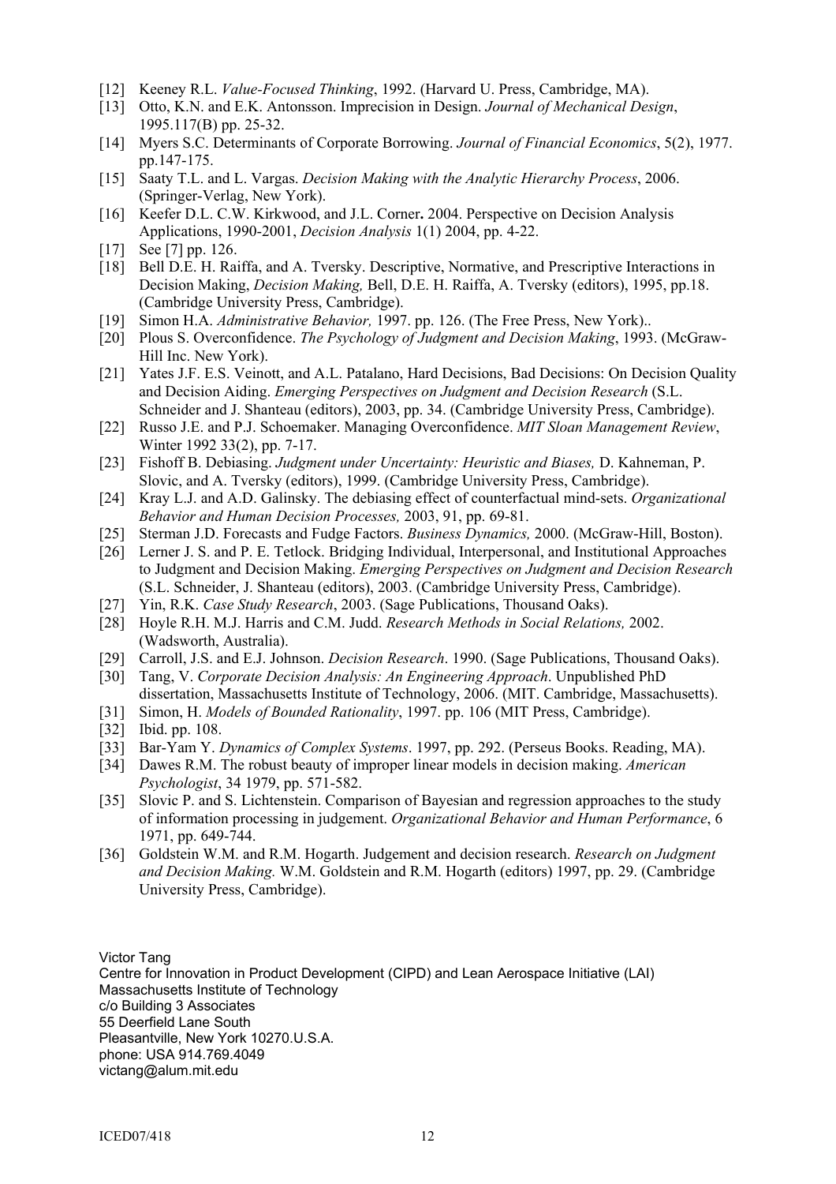[12] Keeney R.L. *Value-Focused Thinking*, 1992. (Harvard U. Press, Cambridge, MA).

[13] Otto, K.N. and E.K. Antonsson. Imprecision in Design. *Journal of Mechanical Design*, 1995.117(B) pp. 25-32.

[14] Myers S.C. Determinants of Corporate Borrowing. *Journal of Financial Economics*, 5(2), 1977. pp.147-175.

[15] Saaty T.L. and L. Vargas. *Decision Making with the Analytic Hierarchy Process*, 2006. (Springer-Verlag, New York).

[16] Keefer D.L. C.W. Kirkwood, and J.L. Corner**.** 2004. Perspective on Decision Analysis Applications, 1990-2001, *Decision Analysis* 1(1) 2004, pp. 4-22.

[17] See [7] pp. 126.

[18] Bell D.E. H. Raiffa, and A. Tversky. Descriptive, Normative, and Prescriptive Interactions in Decision Making, *Decision Making,* Bell, D.E. H. Raiffa, A. Tversky (editors), 1995, pp.18. (Cambridge University Press, Cambridge).

[19] Simon H.A. *Administrative Behavior,* 1997. pp. 126. (The Free Press, New York)..

[20] Plous S. Overconfidence. *The Psychology of Judgment and Decision Making*, 1993. (McGraw-Hill Inc. New York).

[21] Yates J.F. E.S. Veinott, and A.L. Patalano, Hard Decisions, Bad Decisions: On Decision Quality and Decision Aiding. *Emerging Perspectives on Judgment and Decision Research* (S.L. Schneider and J. Shanteau (editors), 2003, pp. 34. (Cambridge University Press, Cambridge).

[22] Russo J.E. and P.J. Schoemaker. Managing Overconfidence. *MIT Sloan Management Review*, Winter 1992 33(2), pp. 7-17.

[23] Fishoff B. Debiasing. *Judgment under Uncertainty: Heuristic and Biases,* D. Kahneman, P. Slovic, and A. Tversky (editors), 1999. (Cambridge University Press, Cambridge).

[24] Kray L.J. and A.D. Galinsky. The debiasing effect of counterfactual mind-sets. *Organizational Behavior and Human Decision Processes,* 2003, 91, pp. 69-81.

[25] Sterman J.D. Forecasts and Fudge Factors. *Business Dynamics,* 2000. (McGraw-Hill, Boston).

[26] Lerner J. S. and P. E. Tetlock. Bridging Individual, Interpersonal, and Institutional Approaches to Judgment and Decision Making. *Emerging Perspectives on Judgment and Decision Research* (S.L. Schneider, J. Shanteau (editors), 2003. (Cambridge University Press, Cambridge).

[27] Yin, R.K. *Case Study Research*, 2003. (Sage Publications, Thousand Oaks).

[28] Hoyle R.H. M.J. Harris and C.M. Judd. *Research Methods in Social Relations,* 2002. (Wadsworth, Australia).

[29] Carroll, J.S. and E.J. Johnson. *Decision Research*. 1990. (Sage Publications, Thousand Oaks).

[30] Tang, V. *Corporate Decision Analysis: An Engineering Approach*. Unpublished PhD dissertation, Massachusetts Institute of Technology, 2006. (MIT. Cambridge, Massachusetts).

[31] Simon, H. *Models of Bounded Rationality*, 1997. pp. 106 (MIT Press, Cambridge).

[32] Ibid. pp. 108.

[33] Bar-Yam Y. *Dynamics of Complex Systems*. 1997, pp. 292. (Perseus Books. Reading, MA).

[34] Dawes R.M. The robust beauty of improper linear models in decision making. *American Psychologist*, 34 1979, pp. 571-582.

[35] Slovic P. and S. Lichtenstein. Comparison of Bayesian and regression approaches to the study of information processing in judgement. *Organizational Behavior and Human Performance*, 6 1971, pp. 649-744.

[36] Goldstein W.M. and R.M. Hogarth. Judgement and decision research. *Research on Judgment and Decision Making.* W.M. Goldstein and R.M. Hogarth (editors) 1997, pp. 29. (Cambridge University Press, Cambridge).

Victor Tang
Centre for Innovation in Product Development (CIPD) and Lean Aerospace Initiative (LAI)
Massachusetts Institute of Technology
c/o Building 3 Associates
55 Deerfield Lane South
Pleasantville, New York 10270.U.S.A.
phone: USA 914.769.4049
victang@alum.mit.edu